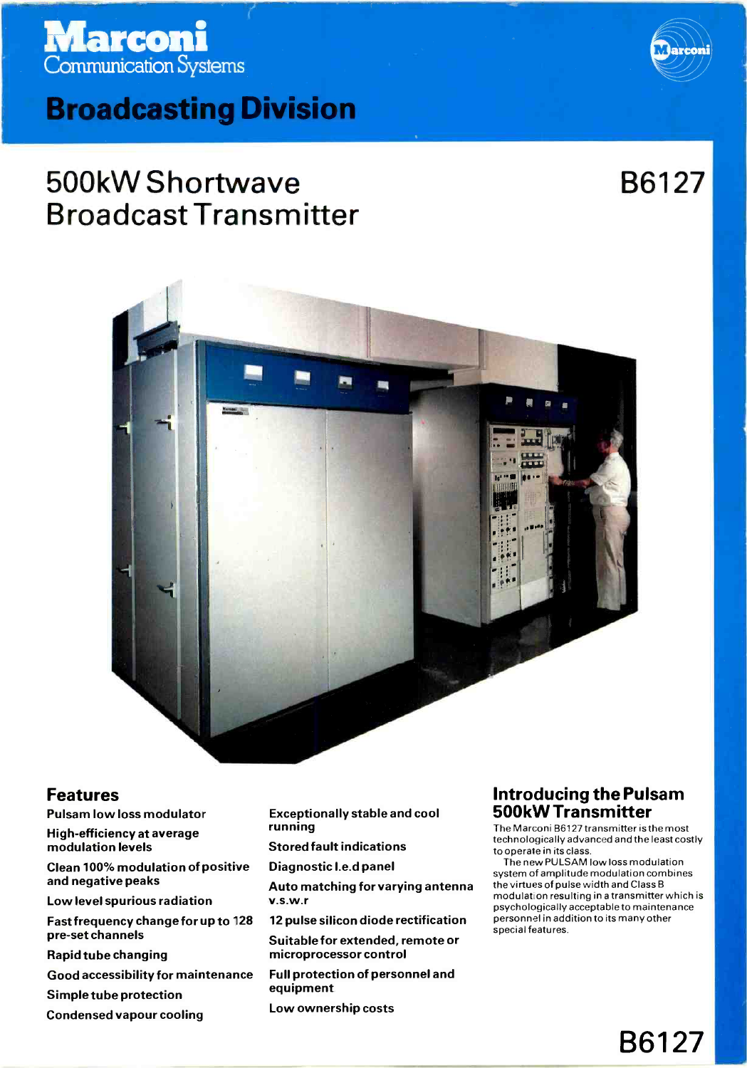# Marconi Communication Systems

## Broadcasting Division

# 500kW Shortwave Broadcast Transmitter

B6127

## Features

- Pulsam low loss modulator
- High-efficiency at average modulation levels
- Clean 100% modulation of positive and negative peaks
- Low level spurious radiation
- Fast frequency change for up to 128 pre-set channels
- Rapid tube changing
- Good accessibility for maintenance
- Simple tube protection
- Condensed vapour cooling
- Exceptionally stable and cool running
- Stored fault indications
- Diagnostic l.e.d panel
- Auto matching for varying antenna v.s.w.r
- 12 pulse silicon diode rectification
- Suitable for extended, remote or microprocessor control
- Full protection of personnel and equipment
- Low ownership costs

## Introducing the Pulsam 500kW Transmitter

The Marconi B6127 transmitter is the most technologically advanced and the least costly to operate in its class.

The new PULSAM low loss modulation system of amplitude modulation combines the virtues of pulse width and Class B modulation resulting in a transmitter which is psychologically acceptable to maintenance personnel in addition to its many other special features.

B6127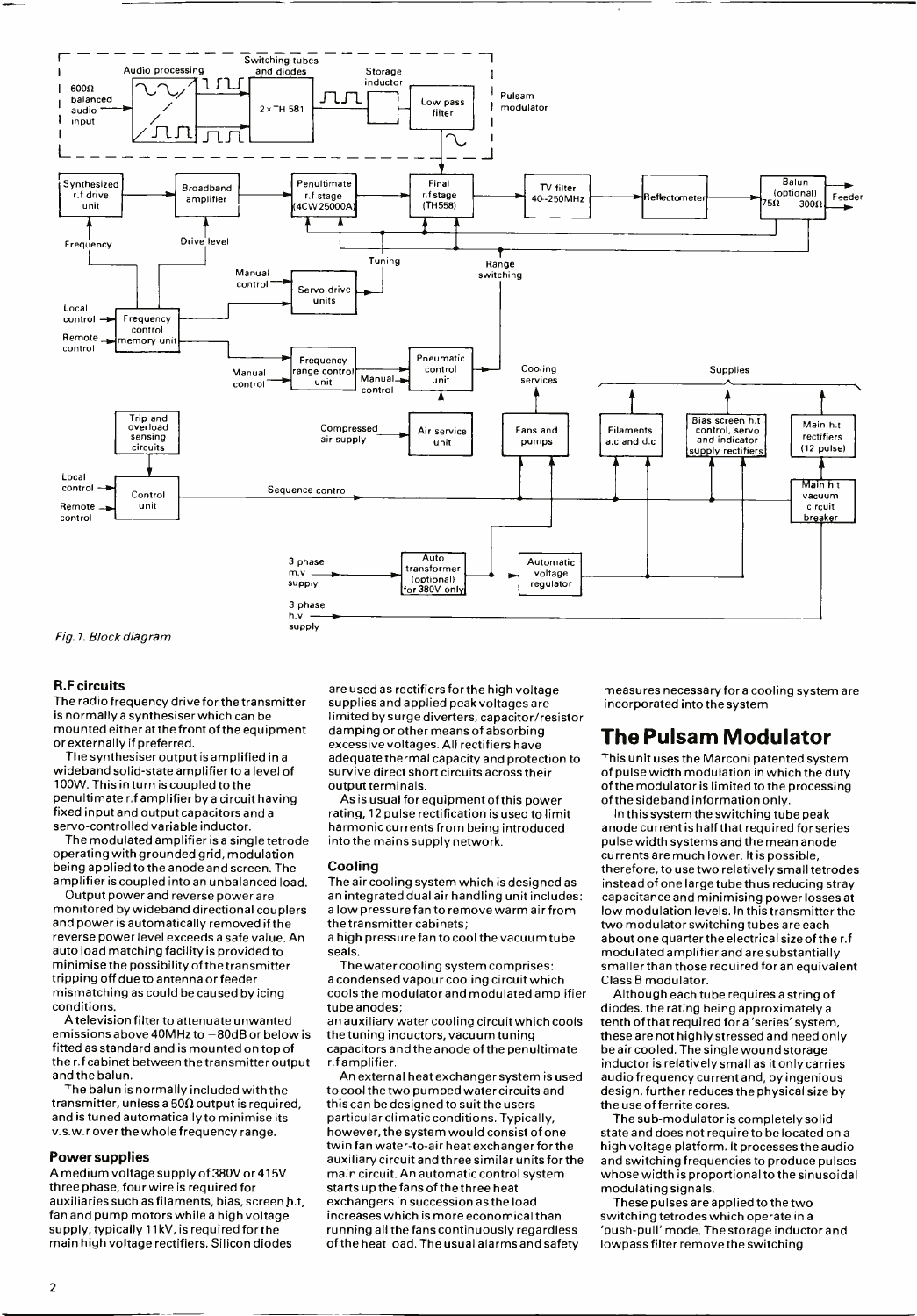*Fig. 1. Block diagram*

### R.F circuits

The radio frequency drive for the transmitter is normally a synthesiser which can be mounted either at the front of the equipment or externally if preferred.

The synthesiser output is amplified in a wideband solid-state amplifier to a level of 100W. This in turn is coupled to the penultimate r.f amplifier by a circuit having fixed input and output capacitors and a servo-controlled variable inductor.

The modulated amplifier is a single tetrode operating with grounded grid, modulation being applied to the anode and screen. The amplifier is coupled into an unbalanced load.

Output power and reverse power are monitored by wideband directional couplers and power is automatically removed if the reverse power level exceeds a safe value. An auto load matching facility is provided to minimise the possibility of the transmitter tripping off due to antenna or feeder mismatching as could be caused by icing conditions.

A television filter to attenuate unwanted emissions above 40MHz to −80dB or below is fitted as standard and is mounted on top of the r.f cabinet between the transmitter output and the balun.

The balun is normally included with the transmitter, unless a 50Ω output is required, and is tuned automatically to minimise its v.s.w.r over the whole frequency range.

### Power supplies

A medium voltage supply of 380V or 415V three phase, four wire is required for auxiliaries such as filaments, bias, screen h.t, fan and pump motors while a high voltage supply, typically 11kV, is required for the main high voltage rectifiers. Silicon diodes are used as rectifiers for the high voltage supplies and applied peak voltages are limited by surge diverters, capacitor/resistor damping or other means of absorbing excessive voltages. All rectifiers have adequate thermal capacity and protection to survive direct short circuits across their output terminals.

As is usual for equipment of this power rating, 12 pulse rectification is used to limit harmonic currents from being introduced into the mains supply network.

### Cooling

The air cooling system which is designed as an integrated dual air handling unit includes:
a low pressure fan to remove warm air from the transmitter cabinets;
a high pressure fan to cool the vacuum tube seals.

The water cooling system comprises:
a condensed vapour cooling circuit which cools the modulator and modulated amplifier tube anodes;
an auxiliary water cooling circuit which cools the tuning inductors, vacuum tuning capacitors and the anode of the penultimate r.f amplifier.

An external heat exchanger system is used to cool the two pumped water circuits and this can be designed to suit the users particular climatic conditions. Typically, however, the system would consist of one twin fan water-to-air heat exchanger for the auxiliary circuit and three similar units for the main circuit. An automatic control system starts up the fans of the three heat exchangers in succession as the load increases which is more economical than running all the fans continuously regardless of the heat load. The usual alarms and safety measures necessary for a cooling system are incorporated into the system.

## The Pulsam Modulator

This unit uses the Marconi patented system of pulse width modulation in which the duty of the modulator is limited to the processing of the sideband information only.

In this system the switching tube peak anode current is half that required for series pulse width systems and the mean anode currents are much lower. It is possible, therefore, to use two relatively small tetrodes instead of one large tube thus reducing stray capacitance and minimising power losses at low modulation levels. In this transmitter the two modulator switching tubes are each about one quarter the electrical size of the r.f modulated amplifier and are substantially smaller than those required for an equivalent Class B modulator.

Although each tube requires a string of diodes, the rating being approximately a tenth of that required for a 'series' system, these are not highly stressed and need only be air cooled. The single wound storage inductor is relatively small as it only carries audio frequency current and, by ingenious design, further reduces the physical size by the use of ferrite cores.

The sub-modulator is completely solid state and does not require to be located on a high voltage platform. It processes the audio and switching frequencies to produce pulses whose width is proportional to the sinusoidal modulating signals.

These pulses are applied to the two switching tetrodes which operate in a 'push-pull' mode. The storage inductor and lowpass filter remove the switching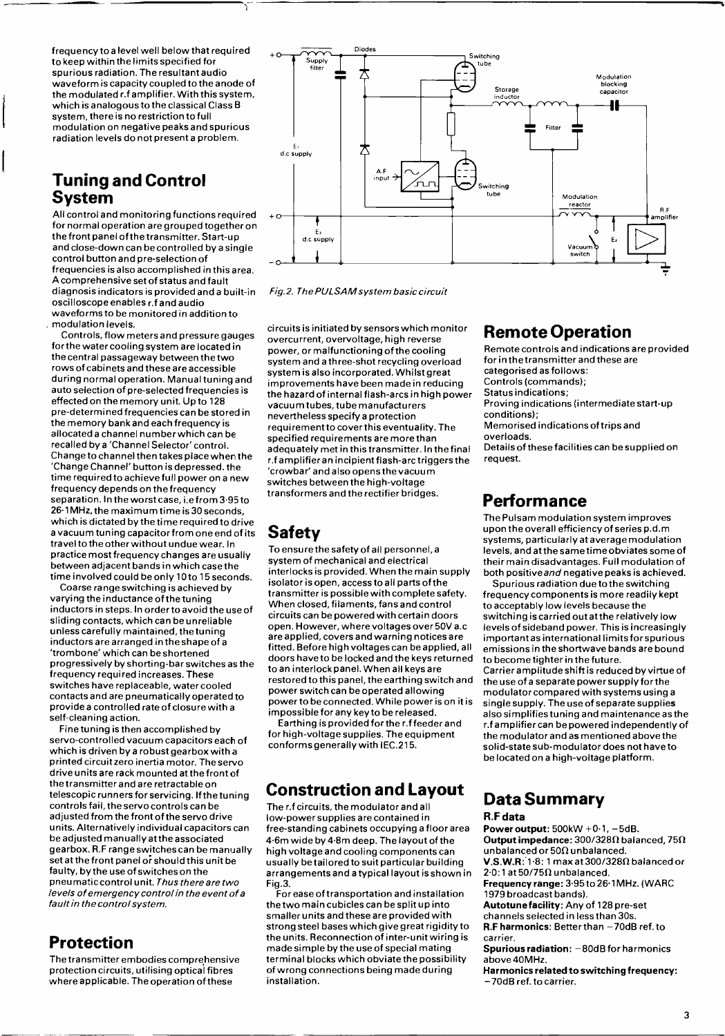frequency to a level well below that required to keep within the limits specified for spurious radiation. The resultant audio waveform is capacity coupled to the anode of the modulated r.f amplifier. With this system, which is analogous to the classical Class B system, there is no restriction to full modulation on negative peaks and spurious radiation levels do not present a problem.

## Tuning and Control System

All control and monitoring functions required for normal operation are grouped together on the front panel of the transmitter. Start-up and close-down can be controlled by a single control button and pre-selection of frequencies is also accomplished in this area. A comprehensive set of status and fault diagnosis indicators is provided and a built-in oscilloscope enables r.f and audio waveforms to be monitored in addition to modulation levels.

Controls, flow meters and pressure gauges for the water cooling system are located in the central passageway between the two rows of cabinets and these are accessible during normal operation. Manual tuning and auto selection of pre-selected frequencies is effected on the memory unit. Up to 128 pre-determined frequencies can be stored in the memory bank and each frequency is allocated a channel number which can be recalled by a 'Channel Selector' control. Change to channel then takes place when the 'Change Channel' button is depressed. the time required to achieve full power on a new frequency depends on the frequency separation. In the worst case, i.e from 3·95 to 26·1MHz, the maximum time is 30 seconds, which is dictated by the time required to drive a vacuum tuning capacitor from one end of its travel to the other without undue wear. In practice most frequency changes are usually between adjacent bands in which case the time involved could be only 10 to 15 seconds.

Coarse range switching is achieved by varying the inductance of the tuning inductors in steps. In order to avoid the use of sliding contacts, which can be unreliable unless carefully maintained, the tuning inductors are arranged in the shape of a 'trombone' which can be shortened progressively by shorting-bar switches as the frequency required increases. These switches have replaceable, water cooled contacts and are pneumatically operated to provide a controlled rate of closure with a self-cleaning action.

Fine tuning is then accomplished by servo-controlled vacuum capacitors each of which is driven by a robust gearbox with a printed circuit zero inertia motor. The servo drive units are rack mounted at the front of the transmitter and are retractable on telescopic runners for servicing. If the tuning controls fail, the servo controls can be adjusted from the front of the servo drive units. Alternatively individual capacitors can be adjusted manually at the associated gearbox. R.F range switches can be manually set at the front panel or should this unit be faulty, by the use of switches on the pneumatic control unit. *Thus there are two levels of emergency control in the event of a fault in the control system.*

## Protection

The transmitter embodies comprehensive protection circuits, utilising optical fibres where applicable. The operation of these circuits is initiated by sensors which monitor overcurrent, overvoltage, high reverse power, or malfunctioning of the cooling system and a three-shot recycling overload system is also incorporated. Whilst great improvements have been made in reducing the hazard of internal flash-arcs in high power vacuum tubes, tube manufacturers nevertheless specify a protection requirement to cover this eventuality. The specified requirements are more than adequately met in this transmitter. In the final r.f amplifier an incipient flash-arc triggers the 'crowbar' and also opens the vacuum switches between the high-voltage transformers and the rectifier bridges.

*Fig.2. The PULSAM system basic circuit*

## Safety

To ensure the safety of all personnel, a system of mechanical and electrical interlocks is provided. When the main supply isolator is open, access to all parts of the transmitter is possible with complete safety. When closed, filaments, fans and control circuits can be powered with certain doors open. However, where voltages over 50V a.c are applied, covers and warning notices are fitted. Before high voltages can be applied, all doors have to be locked and the keys returned to an interlock panel. When all keys are restored to this panel, the earthing switch and power switch can be operated allowing power to be connected. While power is on it is impossible for any key to be released.

Earthing is provided for the r.f feeder and for high-voltage supplies. The equipment conforms generally with IEC.215.

## Construction and Layout

The r.f circuits, the modulator and all low-power supplies are contained in free-standing cabinets occupying a floor area 4·6m wide by 4·8m deep. The layout of the high voltage and cooling components can usually be tailored to suit particular building arrangements and a typical layout is shown in Fig.3.

For ease of transportation and installation the two main cubicles can be split up into smaller units and these are provided with strong steel bases which give great rigidity to the units. Reconnection of inter-unit wiring is made simple by the use of special mating terminal blocks which obviate the possibility of wrong connections being made during installation.

## Remote Operation

Remote controls and indications are provided for in the transmitter and these are categorised as follows:
Controls (commands);
Status indications;
Proving indications (intermediate start-up conditions);
Memorised indications of trips and overloads.
Details of these facilities can be supplied on request.

## Performance

The Pulsam modulation system improves upon the overall efficiency of series p.d.m systems, particularly at average modulation levels, and at the same time obviates some of their main disadvantages. Full modulation of both positive *and* negative peaks is achieved.

Spurious radiation due to the switching frequency components is more readily kept to acceptably low levels because the switching is carried out at the relatively low levels of sideband power. This is increasingly important as international limits for spurious emissions in the shortwave bands are bound to become tighter in the future.
Carrier amplitude shift is reduced by virtue of the use of a separate power supply for the modulator compared with systems using a single supply. The use of separate supplies also simplifies tuning and maintenance as the r.f amplifier can be powered independently of the modulator and as mentioned above the solid-state sub-modulator does not have to be located on a high-voltage platform.

## Data Summary

### R.F data

**Power output:** 500kW +0·1, −5dB.
**Output impedance:** 300/328Ω balanced, 75Ω unbalanced or 50Ω unbalanced.
**V.S.W.R:** 1·8: 1 max at 300/328Ω balanced or 2·0:1 at 50/75Ω unbalanced.
**Frequency range:** 3·95 to 26·1MHz. (WARC 1979 broadcast bands).
**Autotune facility:** Any of 128 pre-set channels selected in less than 30s.
**R.F harmonics:** Better than −70dB ref. to carrier.
**Spurious radiation:** −80dB for harmonics above 40MHz.
**Harmonics related to switching frequency:** −70dB ref. to carrier.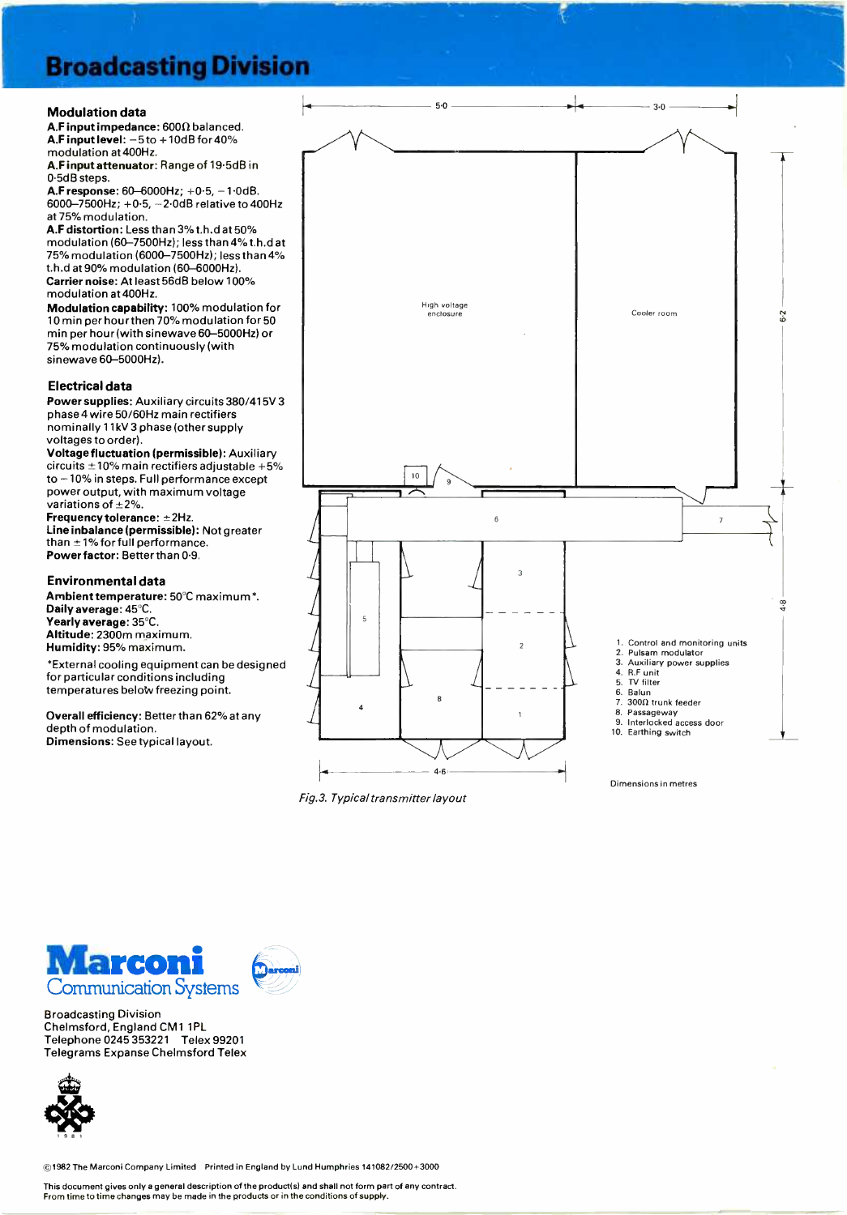# Broadcasting Division

## Modulation data

**A.F input impedance:** 600Ω balanced.
**A.F input level:** −5 to +10dB for 40% modulation at 400Hz.
**A.F input attenuator:** Range of 19·5dB in 0·5dB steps.
**A.F response:** 60–6000Hz; +0·5, −1·0dB. 6000–7500Hz; +0·5, −2·0dB relative to 400Hz at 75% modulation.
**A.F distortion:** Less than 3% t.h.d at 50% modulation (60–7500Hz); less than 4% t.h.d at 75% modulation (6000–7500Hz); less than 4% t.h.d at 90% modulation (60–6000Hz).
**Carrier noise:** At least 56dB below 100% modulation at 400Hz.
**Modulation capability:** 100% modulation for 10 min per hour then 70% modulation for 50 min per hour (with sinewave 60–5000Hz) or 75% modulation continuously (with sinewave 60–5000Hz).

## Electrical data

**Power supplies:** Auxiliary circuits 380/415V 3 phase 4 wire 50/60Hz main rectifiers nominally 11kV 3 phase (other supply voltages to order).
**Voltage fluctuation (permissible):** Auxiliary circuits ±10% main rectifiers adjustable +5% to −10% in steps. Full performance except power output, with maximum voltage variations of ±2%.
**Frequency tolerance:** ±2Hz.
**Line inbalance (permissible):** Not greater than ±1% for full performance.
**Power factor:** Better than 0·9.

## Environmental data

**Ambient temperature:** 50°C maximum*.
**Daily average:** 45°C.
**Yearly average:** 35°C.
**Altitude:** 2300m maximum.
**Humidity:** 95% maximum.

*External cooling equipment can be designed for particular conditions including temperatures below freezing point.

**Overall efficiency:** Better than 62% at any depth of modulation.
**Dimensions:** See typical layout.

5·0 | 3·0 | 6·2 | 4·8 | 4·6

High voltage enclosure | Cooler room

1. Control and monitoring units
2. Pulsam modulator
3. Auxiliary power supplies
4. R.F unit
5. TV filter
6. Balun
7. 300Ω trunk feeder
8. Passageway
9. Interlocked access door
10. Earthing switch

Dimensions in metres

*Fig.3. Typical transmitter layout*

**Marconi** Communication Systems

Broadcasting Division
Chelmsford, England CM1 1PL
Telephone 0245 353221 Telex 99201
Telegrams Expanse Chelmsford Telex

©1982 The Marconi Company Limited Printed in England by Lund Humphries 141082/2500+3000

This document gives only a general description of the product(s) and shall not form part of any contract.
From time to time changes may be made in the products or in the conditions of supply.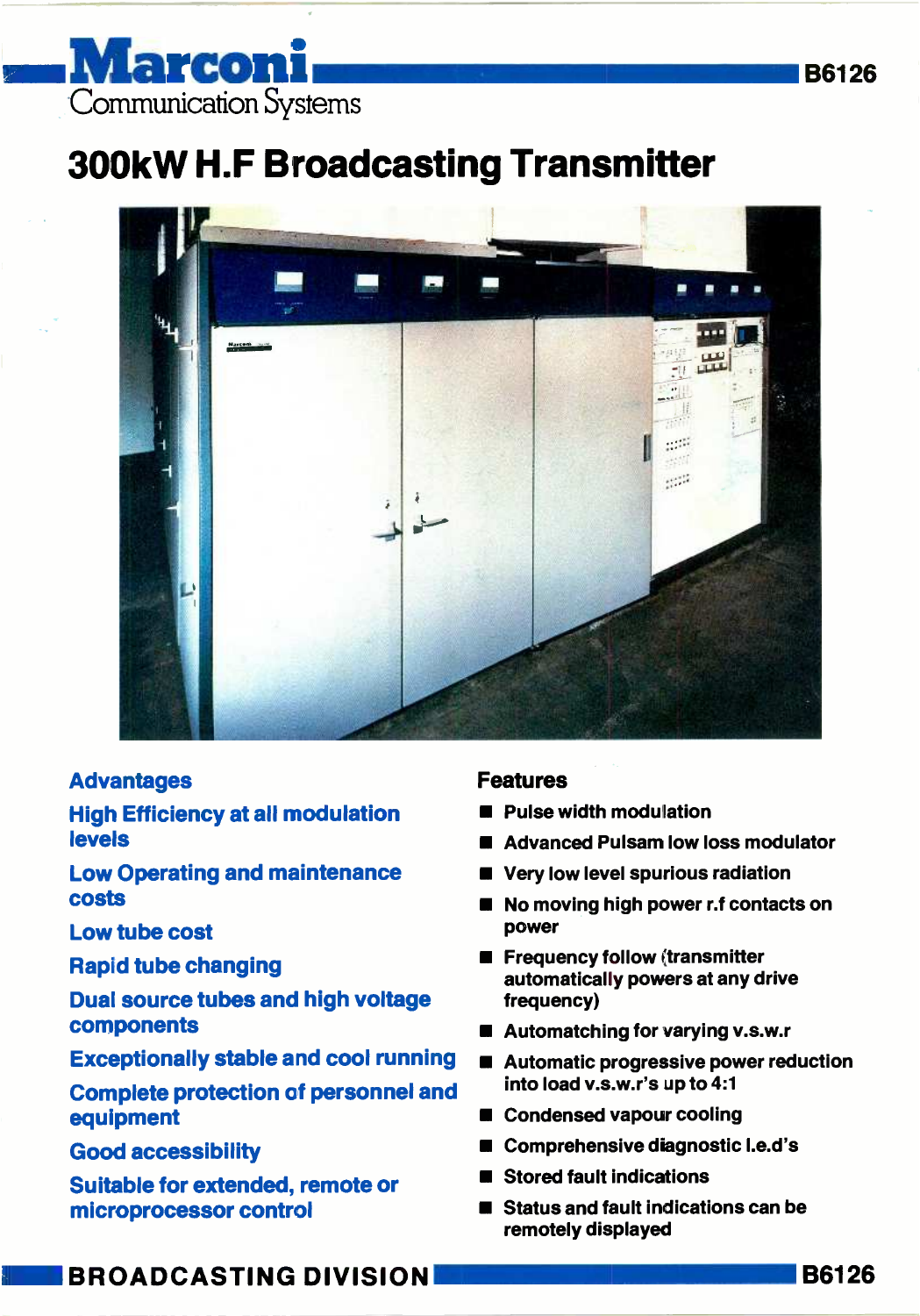# Marconi

Communication Systems

B6126

# 300kW H.F Broadcasting Transmitter

## Advantages

**High Efficiency at all modulation levels**

**Low Operating and maintenance costs**

**Low tube cost**

**Rapid tube changing**

**Dual source tubes and high voltage components**

**Exceptionally stable and cool running**

**Complete protection of personnel and equipment**

**Good accessibility**

**Suitable for extended, remote or microprocessor control**

## Features

- Pulse width modulation
- Advanced Pulsam low loss modulator
- Very low level spurious radiation
- No moving high power r.f contacts on power
- Frequency follow (transmitter automatically powers at any drive frequency)
- Automatching for varying v.s.w.r
- Automatic progressive power reduction into load v.s.w.r's up to 4:1
- Condensed vapour cooling
- Comprehensive diagnostic l.e.d's
- Stored fault indications
- Status and fault indications can be remotely displayed

BROADCASTING DIVISION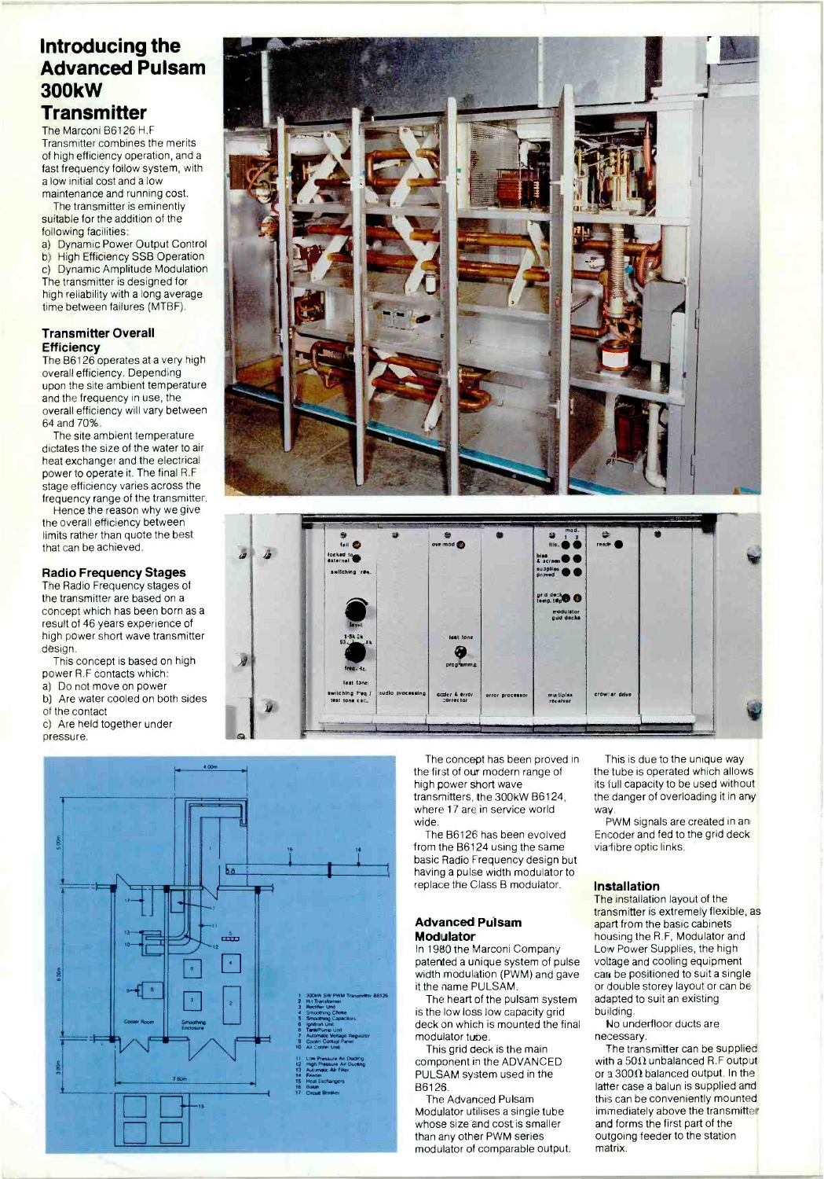# Introducing the Advanced Pulsam 300kW Transmitter

The Marconi B6126 H.F Transmitter combines the merits of high efficiency operation, and a fast frequency follow system, with a low initial cost and a low maintenance and running cost.

The transmitter is eminently suitable for the addition of the following facilities:

a) Dynamic Power Output Control
b) High Efficiency SSB Operation
c) Dynamic Amplitude Modulation

The transmitter is designed for high reliability with a long average time between failures (MTBF).

## Transmitter Overall Efficiency

The B6126 operates at a very high overall efficiency. Depending upon the site ambient temperature and the frequency in use, the overall efficiency will vary between 64 and 70%.

The site ambient temperature dictates the size of the water to air heat exchanger and the electrical power to operate it. The final R.F stage efficiency varies across the frequency range of the transmitter.

Hence the reason why we give the overall efficiency between limits rather than quote the best that can be achieved.

## Radio Frequency Stages

The Radio Frequency stages of the transmitter are based on a concept which has been born as a result of 46 years experience of high power short wave transmitter design.

This concept is based on high power R.F contacts which:

a) Do not move on power
b) Are water cooled on both sides of the contact
c) Are held together under pressure.

The concept has been proved in the first of our modern range of high power short wave transmitters, the 300kW B6124, where 17 are in service world wide.

The B6126 has been evolved from the B6124 using the same basic Radio Frequency design but having a pulse width modulator to replace the Class B modulator.

## Advanced Pulsam Modulator

In 1980 the Marconi Company patented a unique system of pulse width modulation (PWM) and gave it the name PULSAM.

The heart of the pulsam system is the low loss low capacity grid deck on which is mounted the final modulator tube.

This grid deck is the main component in the ADVANCED PULSAM system used in the B6126.

The Advanced Pulsam Modulator utilises a single tube whose size and cost is smaller than any other PWM series modulator of comparable output.

This is due to the unique way the tube is operated which allows its full capacity to be used without the danger of overloading it in any way.

PWM signals are created in an Encoder and fed to the grid deck via fibre optic links.

## Installation

The installation layout of the transmitter is extremely flexible, as apart from the basic cabinets housing the R.F, Modulator and Low Power Supplies, the high voltage and cooling equipment can be positioned to suit a single or double storey layout or can be adapted to suit an existing building.

No underfloor ducts are necessary.

The transmitter can be supplied with a 50Ω unbalanced R.F output or a 300Ω balanced output. In the latter case a balun is supplied and this can be conveniently mounted immediately above the transmitter and forms the first part of the outgoing feeder to the station matrix.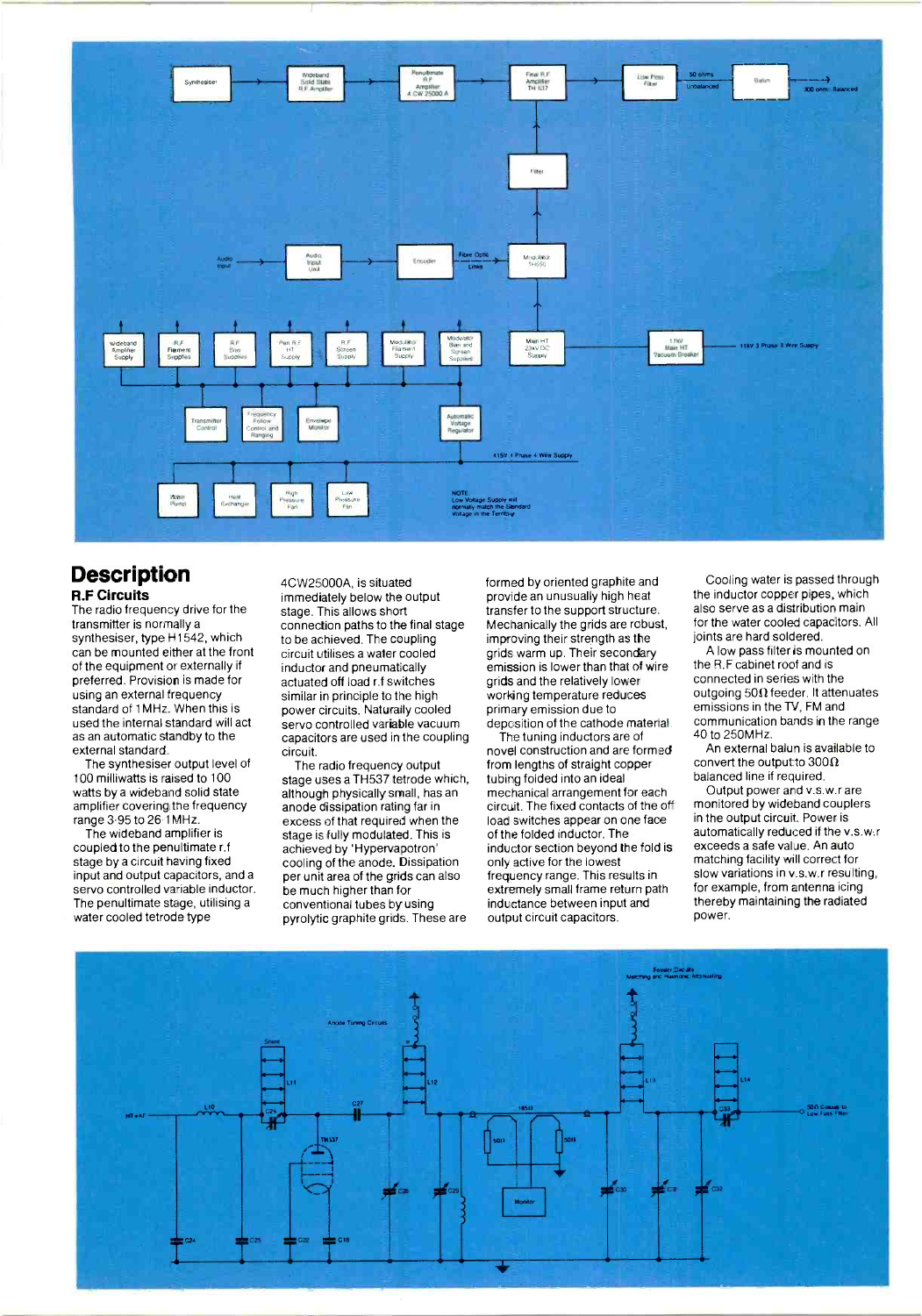# Description

## R.F Circuits

The radio frequency drive for the transmitter is normally a synthesiser, type H1542, which can be mounted either at the front of the equipment or externally if preferred. Provision is made for using an external frequency standard of 1MHz. When this is used the internal standard will act as an automatic standby to the external standard.

The synthesiser output level of 100 milliwatts is raised to 100 watts by a wideband solid state amplifier covering the frequency range 3·95 to 26·1MHz.

The wideband amplifier is coupled to the penultimate r.f stage by a circuit having fixed input and output capacitors, and a servo controlled variable inductor. The penultimate stage, utilising a water cooled tetrode type 4CW25000A, is situated immediately below the output stage. This allows short connection paths to the final stage to be achieved. The coupling circuit utilises a water cooled inductor and pneumatically actuated off load r.f switches similar in principle to the high power circuits. Naturally cooled servo controlled variable vacuum capacitors are used in the coupling circuit.

The radio frequency output stage uses a TH537 tetrode which, although physically small, has an anode dissipation rating far in excess of that required when the stage is fully modulated. This is achieved by 'Hypervapotron' cooling of the anode. Dissipation per unit area of the grids can also be much higher than for conventional tubes by using pyrolytic graphite grids. These are formed by oriented graphite and provide an unusually high heat transfer to the support structure. Mechanically the grids are robust, improving their strength as the grids warm up. Their secondary emission is lower than that of wire grids and the relatively lower working temperature reduces primary emission due to deposition of the cathode material.

The tuning inductors are of novel construction and are formed from lengths of straight copper tubing folded into an ideal mechanical arrangement for each circuit. The fixed contacts of the off load switches appear on one face of the folded inductor. The inductor section beyond the fold is only active for the lowest frequency range. This results in extremely small frame return path inductance between input and output circuit capacitors.

Cooling water is passed through the inductor copper pipes, which also serve as a distribution main for the water cooled capacitors. All joints are hard soldered.

A low pass filter is mounted on the R.F cabinet roof and is connected in series with the outgoing 50Ω feeder. It attenuates emissions in the TV, FM and communication bands in the range 40 to 250MHz.

An external balun is available to convert the output to 300Ω balanced line if required.

Output power and v.s.w.r are monitored by wideband couplers in the output circuit. Power is automatically reduced if the v.s.w.r exceeds a safe value. An auto matching facility will correct for slow variations in v.s.w.r resulting, for example, from antenna icing thereby maintaining the radiated power.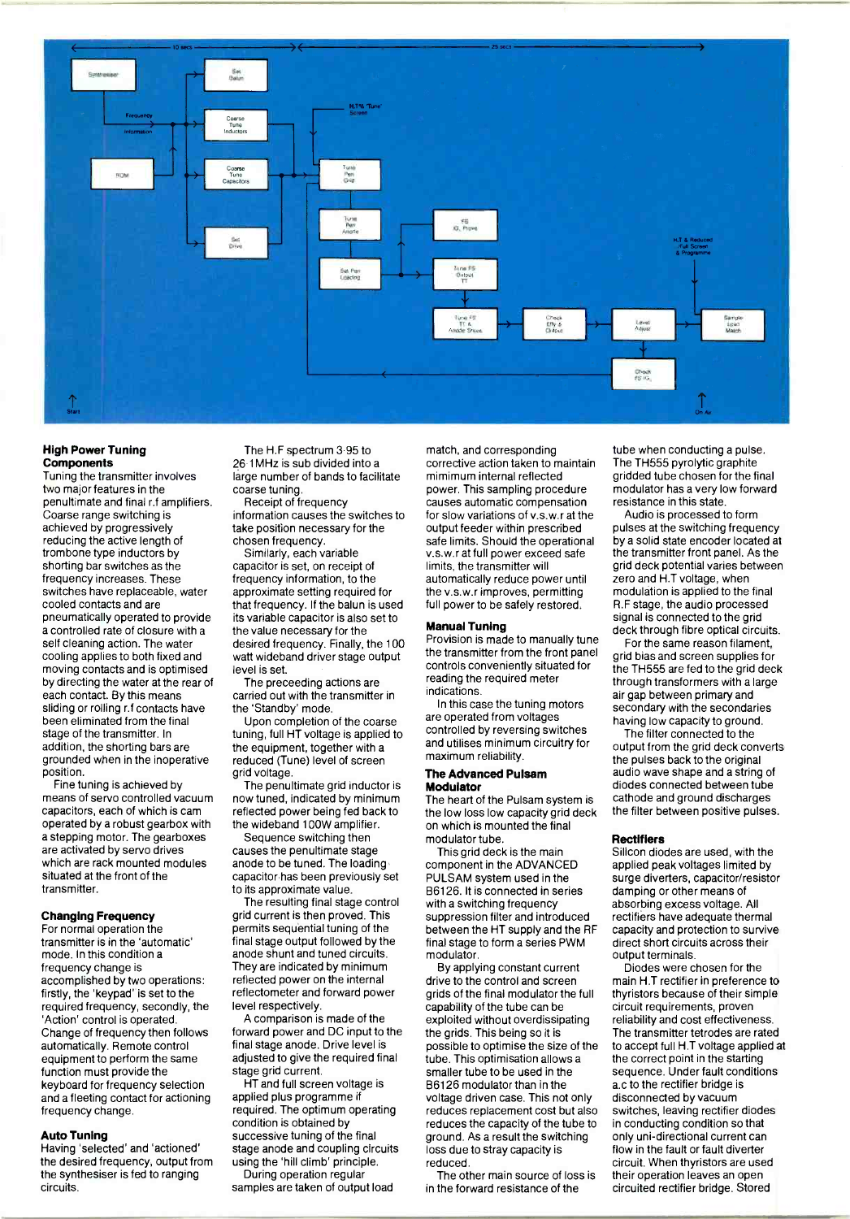## High Power Tuning Components

Tuning the transmitter involves two major features in the penultimate and final r.f amplifiers. Coarse range switching is achieved by progressively reducing the active length of trombone type inductors by shorting bar switches as the frequency increases. These switches have replaceable, water cooled contacts and are pneumatically operated to provide a controlled rate of closure with a self cleaning action. The water cooling applies to both fixed and moving contacts and is optimised by directing the water at the rear of each contact. By this means sliding or rolling r.f contacts have been eliminated from the final stage of the transmitter. In addition, the shorting bars are grounded when in the inoperative position.

Fine tuning is achieved by means of servo controlled vacuum capacitors, each of which is cam operated by a robust gearbox with a stepping motor. The gearboxes are activated by servo drives which are rack mounted modules situated at the front of the transmitter.

## Changing Frequency

For normal operation the transmitter is in the 'automatic' mode. In this condition a frequency change is accomplished by two operations: firstly, the 'keypad' is set to the required frequency, secondly, the 'Action' control is operated. Change of frequency then follows automatically. Remote control equipment to perform the same function must provide the keyboard for frequency selection and a fleeting contact for actioning frequency change.

## Auto Tuning

Having 'selected' and 'actioned' the desired frequency, output from the synthesiser is fed to ranging circuits.

The H.F spectrum 3·95 to 26·1MHz is sub divided into a large number of bands to facilitate coarse tuning.

Receipt of frequency information causes the switches to take position necessary for the chosen frequency.

Similarly, each variable capacitor is set, on receipt of frequency information, to the approximate setting required for that frequency. If the balun is used its variable capacitor is also set to the value necessary for the desired frequency. Finally, the 100 watt wideband driver stage output level is set.

The preceeding actions are carried out with the transmitter in the 'Standby' mode.

Upon completion of the coarse tuning, full HT voltage is applied to the equipment, together with a reduced (Tune) level of screen grid voltage.

The penultimate grid inductor is now tuned, indicated by minimum reflected power being fed back to the wideband 100W amplifier.

Sequence switching then causes the penultimate stage anode to be tuned. The loading capacitor has been previously set to its approximate value.

The resulting final stage control grid current is then proved. This permits sequential tuning of the final stage output followed by the anode shunt and tuned circuits. They are indicated by minimum reflected power on the internal reflectometer and forward power level respectively.

A comparison is made of the forward power and DC input to the final stage anode. Drive level is adjusted to give the required final stage grid current.

HT and full screen voltage is applied plus programme if required. The optimum operating condition is obtained by successive tuning of the final stage anode and coupling circuits using the 'hill climb' principle.

During operation regular samples are taken of output load match, and corresponding corrective action taken to maintain mimimum internal reflected power. This sampling procedure causes automatic compensation for slow variations of v.s.w.r at the output feeder within prescribed safe limits. Should the operational v.s.w.r at full power exceed safe limits, the transmitter will automatically reduce power until the v.s.w.r improves, permitting full power to be safely restored.

## Manual Tuning

Provision is made to manually tune the transmitter from the front panel controls conveniently situated for reading the required meter indications.

In this case the tuning motors are operated from voltages controlled by reversing switches and utilises minimum circuitry for maximum reliability.

## The Advanced Pulsam Modulator

The heart of the Pulsam system is the low loss low capacity grid deck on which is mounted the final modulator tube.

This grid deck is the main component in the ADVANCED PULSAM system used in the B6126. It is connected in series with a switching frequency suppression filter and introduced between the HT supply and the RF final stage to form a series PWM modulator.

By applying constant current drive to the control and screen grids of the final modulator the full capability of the tube can be exploited without overdissipating the grids. This being so it is possible to optimise the size of the tube. This optimisation allows a smaller tube to be used in the B6126 modulator than in the voltage driven case. This not only reduces replacement cost but also reduces the capacity of the tube to ground. As a result the switching loss due to stray capacity is reduced.

The other main source of loss is in the forward resistance of the tube when conducting a pulse. The TH555 pyrolytic graphite gridded tube chosen for the final modulator has a very low forward resistance in this state.

Audio is processed to form pulses at the switching frequency by a solid state encoder located at the transmitter front panel. As the grid deck potential varies between zero and H.T voltage, when modulation is applied to the final R.F stage, the audio processed signal is connected to the grid deck through fibre optical circuits.

For the same reason filament, grid bias and screen supplies for the TH555 are fed to the grid deck through transformers with a large air gap between primary and secondary with the secondaries having low capacity to ground.

The filter connected to the output from the grid deck converts the pulses back to the original audio wave shape and a string of diodes connected between tube cathode and ground discharges the filter between positive pulses.

## Rectifiers

Silicon diodes are used, with the applied peak voltages limited by surge diverters, capacitor/resistor damping or other means of absorbing excess voltage. All rectifiers have adequate thermal capacity and protection to survive direct short circuits across their output terminals.

Diodes were chosen for the main H.T rectifier in preference to thyristors because of their simple circuit requirements, proven reliability and cost effectiveness. The transmitter tetrodes are rated to accept full H.T voltage applied at the correct point in the starting sequence. Under fault conditions a.c to the rectifier bridge is disconnected by vacuum switches, leaving rectifier diodes in conducting condition so that only uni-directional current can flow in the fault or fault diverter circuit. When thyristors are used their operation leaves an open circuited rectifier bridge. Stored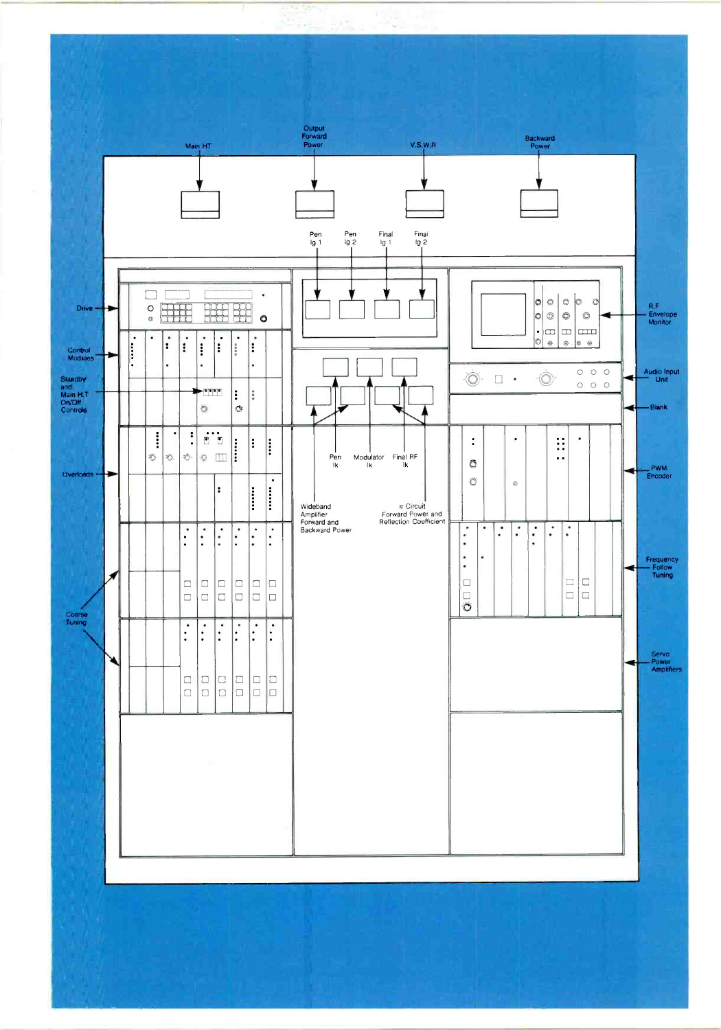Main HT

Output Forward Power

V.S.W.R

Backward Power

Pen Ig 1

Pen Ig 2

Final Ig 1

Final Ig 2

Drive

Control Modules

Standby and Main H.T On/Off Controls

Overloads

Coarse Tuning

Pen Ik

Modulator Ik

Final RF Ik

Wideband Amplifier Forward and Backward Power

$\pi$ Circuit Forward Power and Reflection Coefficient

R.F Envelope Monitor

Audio Input Unit

Blank

PWM Encoder

Frequency Follow Tuning

Servo Power Amplifiers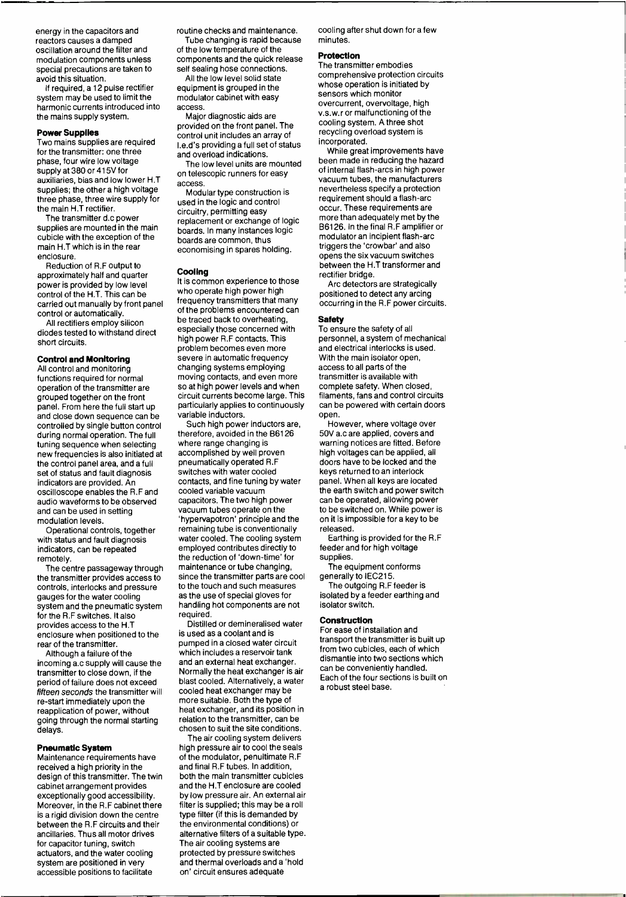energy in the capacitors and reactors causes a damped oscillation around the filter and modulation components unless special precautions are taken to avoid this situation.

If required, a 12 pulse rectifier system may be used to limit the harmonic currents introduced into the mains supply system.

### Power Supplies

Two mains supplies are required for the transmitter: one three phase, four wire low voltage supply at 380 or 415V for auxiliaries, bias and low lower H.T supplies; the other a high voltage three phase, three wire supply for the main H.T rectifier.

The transmitter d.c power supplies are mounted in the main cubicle with the exception of the main H.T which is in the rear enclosure.

Reduction of R.F output to approximately half and quarter power is provided by low level control of the H.T. This can be carried out manually by front panel control or automatically.

All rectifiers employ silicon diodes tested to withstand direct short circuits.

### Control and Monitoring

All control and monitoring functions required for normal operation of the transmitter are grouped together on the front panel. From here the full start up and close down sequence can be controlled by single button control during normal operation. The full tuning sequence when selecting new frequencies is also initiated at the control panel area, and a full set of status and fault diagnosis indicators are provided. An oscilloscope enables the R.F and audio waveforms to be observed and can be used in setting modulation levels.

Operational controls, together with status and fault diagnosis indicators, can be repeated remotely.

The centre passageway through the transmitter provides access to controls, interlocks and pressure gauges for the water cooling system and the pneumatic system for the R.F switches. It also provides access to the H.T enclosure when positioned to the rear of the transmitter.

Although a failure of the incoming a.c supply will cause the transmitter to close down, if the period of failure does not exceed *fifteen seconds* the transmitter will re-start immediately upon the reapplication of power, without going through the normal starting delays.

### Pneumatic System

Maintenance requirements have received a high priority in the design of this transmitter. The twin cabinet arrangement provides exceptionally good accessibility. Moreover, in the R.F cabinet there is a rigid division down the centre between the R.F circuits and their ancillaries. Thus all motor drives for capacitor tuning, switch actuators, and the water cooling system are positioned in very accessible positions to facilitate routine checks and maintenance.

Tube changing is rapid because of the low temperature of the components and the quick release self sealing hose connections.

All the low level solid state equipment is grouped in the modulator cabinet with easy access.

Major diagnostic aids are provided on the front panel. The control unit includes an array of l.e.d's providing a full set of status and overload indications.

The low level units are mounted on telescopic runners for easy access.

Modular type construction is used in the logic and control circuitry, permitting easy replacement or exchange of logic boards. In many instances logic boards are common, thus economising in spares holding.

### Cooling

It is common experience to those who operate high power high frequency transmitters that many of the problems encountered can be traced back to overheating, especially those concerned with high power R.F contacts. This problem becomes even more severe in automatic frequency changing systems employing moving contacts, and even more so at high power levels and when circuit currents become large. This particularly applies to continuously variable inductors.

Such high power inductors are, therefore, avoided in the B6126 where range changing is accomplished by well proven pneumatically operated R.F switches with water cooled contacts, and fine tuning by water cooled variable vacuum capacitors. The two high power vacuum tubes operate on the 'hypervapotron' principle and the remaining tube is conventionally water cooled. The cooling system employed contributes directly to the reduction of 'down-time' for maintenance or tube changing, since the transmitter parts are cool to the touch and such measures as the use of special gloves for handling hot components are not required.

Distilled or demineralised water is used as a coolant and is pumped in a closed water circuit which includes a reservoir tank and an external heat exchanger. Normally the heat exchanger is air blast cooled. Alternatively, a water cooled heat exchanger may be more suitable. Both the type of heat exchanger, and its position in relation to the transmitter, can be chosen to suit the site conditions.

The air cooling system delivers high pressure air to cool the seals of the modulator, penultimate R.F and final R.F tubes. In addition, both the main transmitter cubicles and the H.T enclosure are cooled by low pressure air. An external air filter is supplied; this may be a roll type filter (if this is demanded by the environmental conditions) or alternative filters of a suitable type. The air cooling systems are protected by pressure switches and thermal overloads and a 'hold on' circuit ensures adequate cooling after shut down for a few minutes.

### Protection

The transmitter embodies comprehensive protection circuits whose operation is initiated by sensors which monitor overcurrent, overvoltage, high v.s.w.r or malfunctioning of the cooling system. A three shot recycling overload system is incorporated.

While great improvements have been made in reducing the hazard of internal flash-arcs in high power vacuum tubes, the manufacturers nevertheless specify a protection requirement should a flash-arc occur. These requirements are more than adequately met by the B6126. In the final R.F amplifier or modulator an incipient flash-arc triggers the 'crowbar' and also opens the six vacuum switches between the H.T transformer and rectifier bridge.

Arc detectors are strategically positioned to detect any arcing occurring in the R.F power circuits.

### Safety

To ensure the safety of all personnel, a system of mechanical and electrical interlocks is used. With the main isolator open, access to all parts of the transmitter is available with complete safety. When closed, filaments, fans and control circuits can be powered with certain doors open.

However, where voltage over 50V a.c are applied, covers and warning notices are fitted. Before high voltages can be applied, all doors have to be locked and the keys returned to an interlock panel. When all keys are located the earth switch and power switch can be operated, allowing power to be switched on. While power is on it is impossible for a key to be released.

Earthing is provided for the R.F feeder and for high voltage supplies.

The equipment conforms generally to IEC215.

The outgoing R.F feeder is isolated by a feeder earthing and isolator switch.

### Construction

For ease of installation and transport the transmitter is built up from two cubicles, each of which dismantle into two sections which can be conveniently handled. Each of the four sections is built on a robust steel base.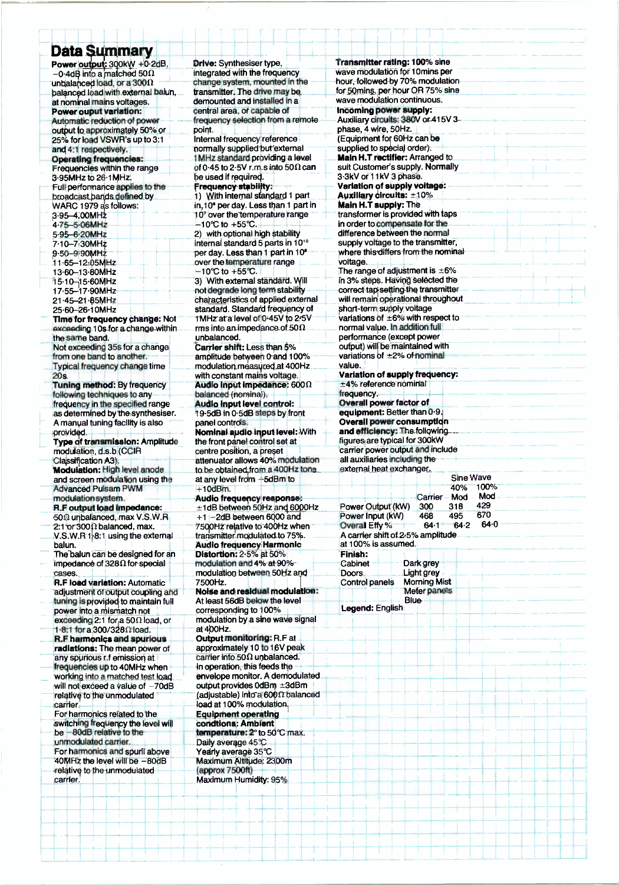# Data Summary

**Power output:** 300kW +0·2dB, −0·4dB into a matched 50Ω unbalanced load, or a 300Ω balanced load with external balun, at nominal mains voltages.

**Power ouput variation:** Automatic reduction of power output to approximately 50% or 25% for load VSWR's up to 3:1 and 4:1 respectively.

**Operating frequencies:** Frequencies within the range 3·95MHz to 26·1MHz.
Full performance applies to the broadcast bands defined by WARC 1979 as follows:

3·95–4,00MHz
4·75–5·06MHz
5·95–6·20MHz
7·10–7·30MHz
9·50–9·90MHz
11·65–12·05MHz
13·60–13·80MHz
15·10–15·60MHz
17·55–17·90MHz
21·45–21·85MHz
25·60–26·10MHz

**Time for frequency change:** Not exceeding 10s for a change within the same band.
Not exceeding 35s for a change from one band to another.
Typical frequency change time 20s.

**Tuning method:** By frequency following techniques to any frequency in the specified range as determined by the synthesiser. A manual tuning facility is also provided.

**Type of transmission:** Amplitude modulation, d.s.b (CCIR Classification A3).

**Modulation:** High level anode and screen modulation using the Advanced Pulsam PWM modulation system.

**R.F output load impedance:** 50Ω unbalanced, max V.S.W.R 2:1 or 300Ω balanced, max. V.S.W.R 1·8:1 using the external balun.
The balun can be designed for an impedance of 328Ω for special cases.

**R.F load variation:** Automatic adjustment of output coupling and tuning is provided to maintain full power into a mismatch not exceeding 2:1 for a 50Ω load, or 1·8:1 for a 300/328Ω load.

**R.F harmonics and spurious radiations:** The mean power of any spurious r.f emission at frequencies up to 40MHz when working into a matched test load will not exceed a value of −70dB relative to the unmodulated carrier.
For harmonics related to the switching frequency the level will be −80dB relative to the unmodulated carrier.
For harmonics and spurii above 40MHz the level will be −80dB relative to the unmodulated carrier.

**Drive:** Synthesiser type, integrated with the frequency change system, mounted in the transmitter. The drive may be demounted and installed in a central area, or capable of frequency selection from a remote point.
Internal frequency reference normally supplied but external 1MHz standard providing a level of 0·45 to 2·5V r.m.s into 50Ω can be used if required.

**Frequency stability:**
1) With internal standard 1 part in 10⁸ per day. Less than 1 part in 10⁷ over the temperature range −10°C to +55°C.
2) with optional high stability internal standard 5 parts in 10¹⁰ per day. Less than 1 part in 10⁸ over the temperature range −10°C to +55°C.
3) With external standard. Will not degrade long term stability characteristics of applied external standard. Standard frequency of 1MHz at a level of 0·45V to 2·5V rms into an impedance of 50Ω unbalanced.

**Carrier shift:** Less than 5% amplitude between 0 and 100% modulation measured at 400Hz with constant mains voltage.

**Audio input impedance:** 600Ω balanced (nominal).

**Audio input level control:** 19·5dB in 0·5dB steps by front panel controls.

**Nominal audio input level:** With the front panel control set at centre position, a preset attenuator allows 40% modulation to be obtained from a 400Hz tone at any level from −5dBm to +10dBm.

**Audio frequency response:** ±1dB between 50Hz and 6000Hz +1 −2dB between 6000 and 7500Hz relative to 400Hz when transmitter modulated to 75%.

**Audio frequency Harmonic Distortion:** 2·5% at 50% modulation and 4% at 90% modulation between 50Hz and 7500Hz.

**Noise and residual modulation:** At least 56dB below the level corresponding to 100% modulation by a sine wave signal at 400Hz.

**Output monitoring:** R.F at approximately 10 to 16V peak carrier into 50Ω unbalanced. In operation, this feeds the envelope monitor. A demodulated output provides 0dBm ±3dBm (adjustable) into a 600Ω balanced load at 100% modulation.

**Equipment operating conditions: Ambient temperature:** 2° to 50°C max.
Daily average 45°C
Yearly average 35°C
Maximum Altitude: 2300m (approx 7500ft)
Maximum Humidity: 95%

**Transmitter rating: 100%** sine wave modulation for 10mins per hour, followed by 70% modulation for 50mins. per hour OR 75% sine wave modulation continuous.

**Incoming power supply:**
Auxiliary circuits: 380V or 415V 3 phase, 4 wire, 50Hz.
(Equipment for 60Hz can be supplied to special order).

**Main H.T rectifier:** Arranged to suit Customer's supply. Normally 3·3kV or 11kV 3 phase.

**Variation of supply voltage:**
**Auxiliary circuits:** ±10%
**Main H.T supply:** The transformer is provided with taps in order to compensate for the difference between the normal supply voltage to the transmitter, where this differs from the nominal voltage.
The range of adjustment is ±6% in 3% steps. Having selected the correct tap setting the transmitter will remain operational throughout short-term supply voltage variations of ±6% with respect to normal value. In addition full performance (except power output) will be maintained with variations of ±2% of nominal value.

**Variation of supply frequency:** ±4% reference nominal frequency.

**Overall power factor of equipment:** Better than 0·9.

**Overall power consumption and efficiency:** The following figures are typical for 300kW carrier power output and include all auxiliaries including the external heat exchanger.

| | Carrier | Sine Wave 40% Mod | 100% Mod |
|---|---|---|---|
| Power Output (kW) | 300 | 318 | 429 |
| Power Input (kW) | 468 | 495 | 670 |
| Overall Effy % | 64·1 | 64·2 | 64·0 |

A carrier shift of 2·5% amplitude at 100% is assumed.

**Finish:**

| | |
|---|---|
| Cabinet | Dark grey |
| Doors | Light grey |
| Control panels | Morning Mist |
| | Meter panels Blue |

**Legend:** English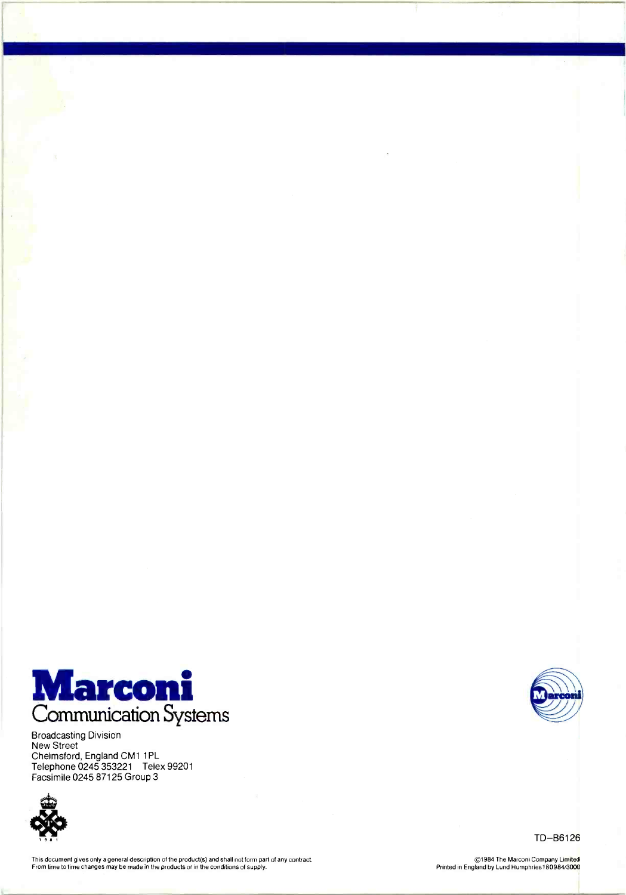# Marconi
## Communication Systems

Broadcasting Division
New Street
Chelmsford, England CM1 1PL
Telephone 0245 353221 Telex 99201
Facsimile 0245 87125 Group 3

1981

TD–B6126

This document gives only a general description of the product(s) and shall not form part of any contract.
From time to time changes may be made in the products or in the conditions of supply.

©1984 The Marconi Company Limited
Printed in England by Lund Humphries 180984/3000